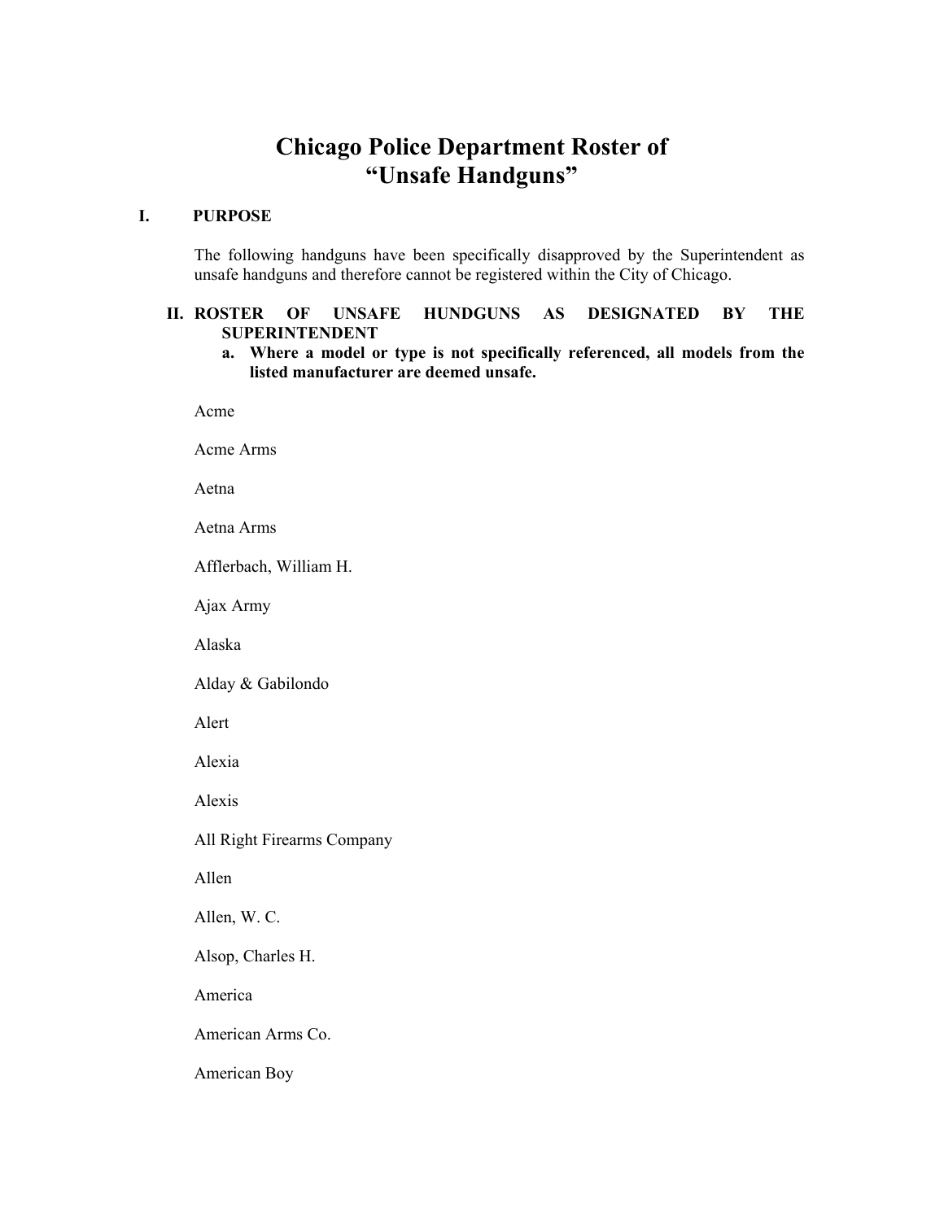# Chicago Police Department Roster of "Unsafe Handguns"

**I. PURPOSE**

The following handguns have been specifically disapproved by the Superintendent as unsafe handguns and therefore cannot be registered within the City of Chicago.

**II. ROSTER OF UNSAFE HUNDGUNS AS DESIGNATED BY THE SUPERINTENDENT**

**a. Where a model or type is not specifically referenced, all models from the listed manufacturer are deemed unsafe.**

Acme

Acme Arms

Aetna

Aetna Arms

Afflerbach, William H.

Ajax Army

Alaska

Alday & Gabilondo

Alert

Alexia

Alexis

All Right Firearms Company

Allen

Allen, W. C.

Alsop, Charles H.

America

American Arms Co.

American Boy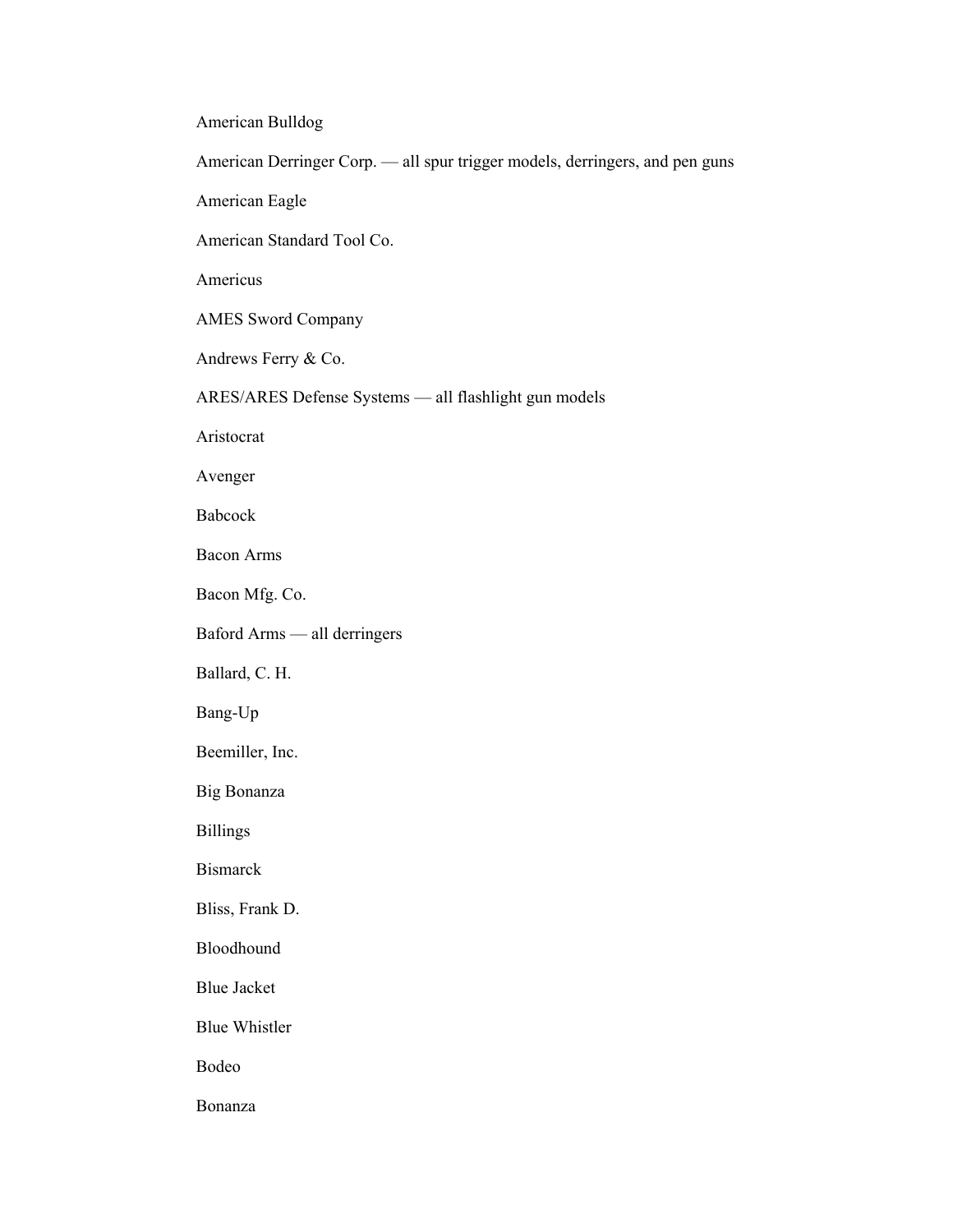American Bulldog

American Derringer Corp. — all spur trigger models, derringers, and pen guns

American Eagle

American Standard Tool Co.

Americus

AMES Sword Company

Andrews Ferry & Co.

ARES/ARES Defense Systems — all flashlight gun models

Aristocrat

Avenger

Babcock

Bacon Arms

Bacon Mfg. Co.

Baford Arms — all derringers

Ballard, C. H.

Bang-Up

Beemiller, Inc.

Big Bonanza

Billings

Bismarck

Bliss, Frank D.

Bloodhound

Blue Jacket

Blue Whistler

Bodeo

Bonanza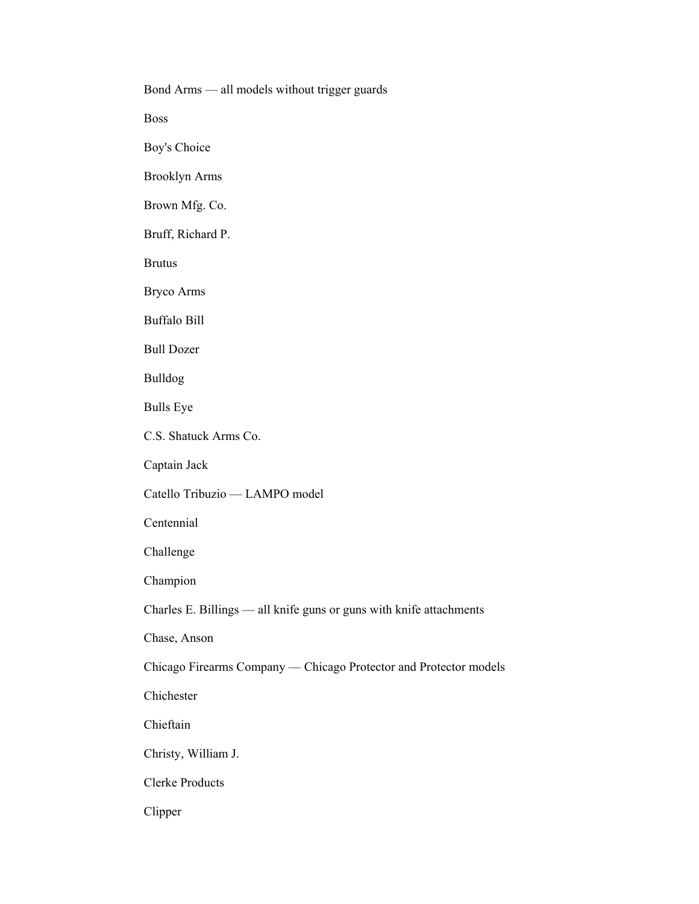Bond Arms — all models without trigger guards

Boss

Boy's Choice

Brooklyn Arms

Brown Mfg. Co.

Bruff, Richard P.

Brutus

Bryco Arms

Buffalo Bill

Bull Dozer

Bulldog

Bulls Eye

C.S. Shatuck Arms Co.

Captain Jack

Catello Tribuzio — LAMPO model

Centennial

Challenge

Champion

Charles E. Billings — all knife guns or guns with knife attachments

Chase, Anson

Chicago Firearms Company — Chicago Protector and Protector models

Chichester

Chieftain

Christy, William J.

Clerke Products

Clipper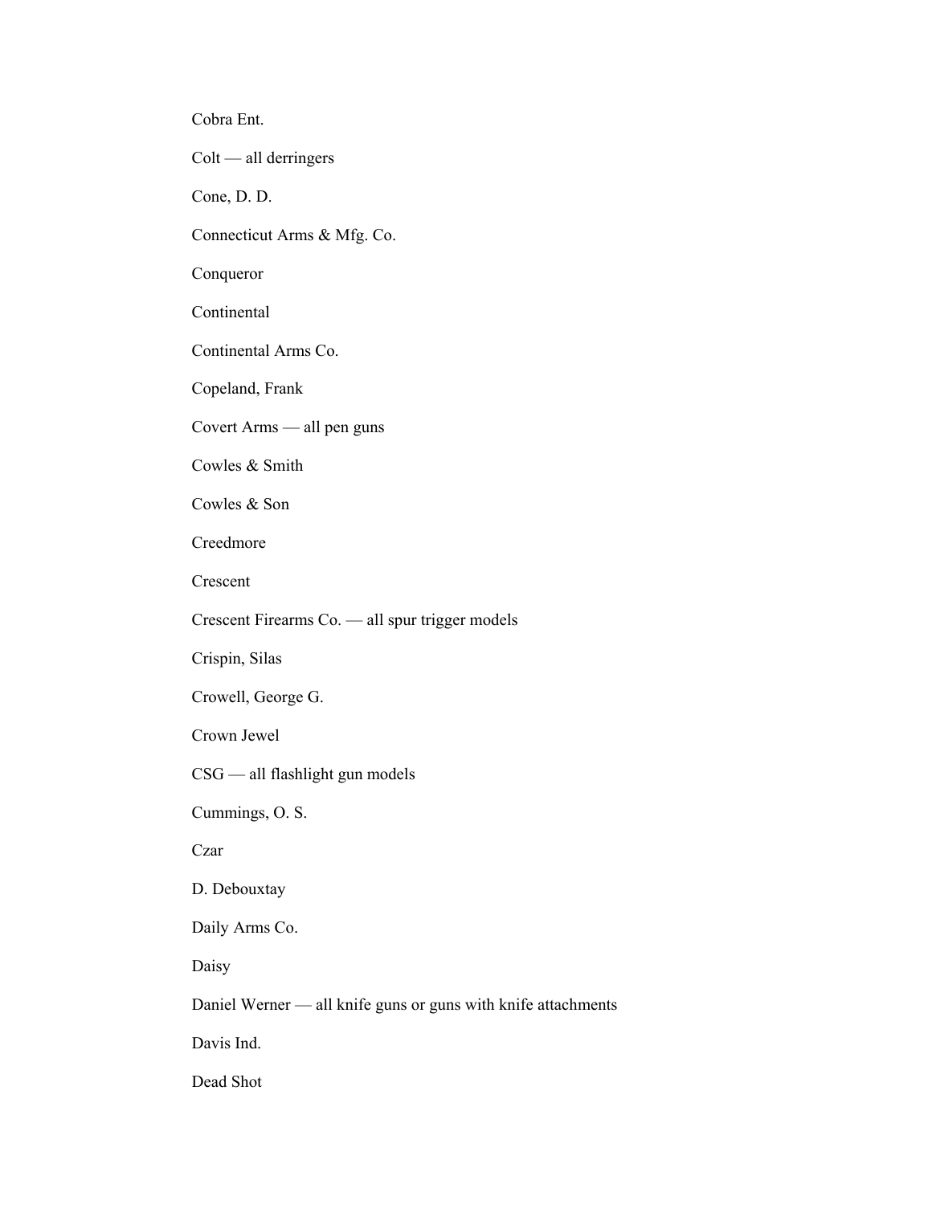Cobra Ent.

Colt — all derringers

Cone, D. D.

Connecticut Arms & Mfg. Co.

Conqueror

Continental

Continental Arms Co.

Copeland, Frank

Covert Arms — all pen guns

Cowles & Smith

Cowles & Son

Creedmore

Crescent

Crescent Firearms Co. — all spur trigger models

Crispin, Silas

Crowell, George G.

Crown Jewel

CSG — all flashlight gun models

Cummings, O. S.

Czar

D. Debouxtay

Daily Arms Co.

Daisy

Daniel Werner — all knife guns or guns with knife attachments

Davis Ind.

Dead Shot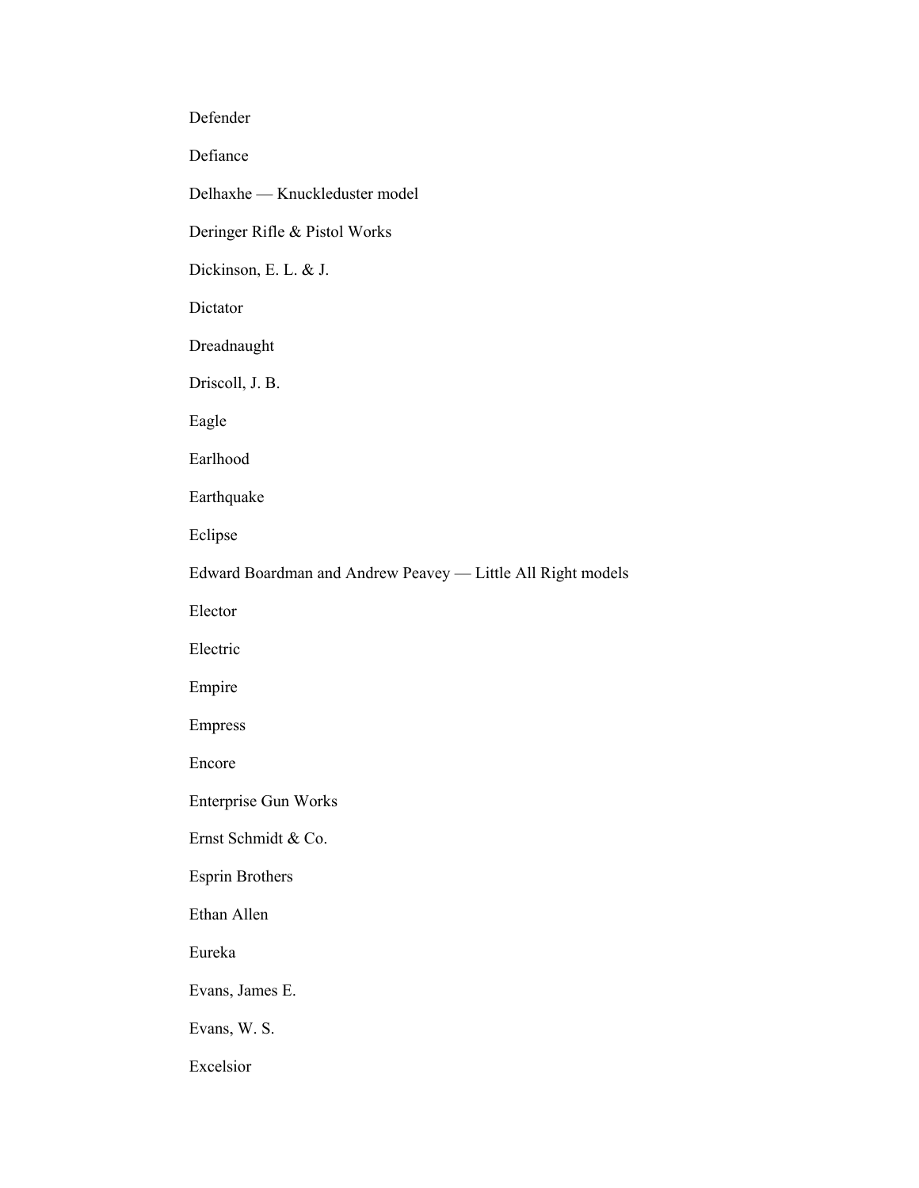Defender

Defiance

Delhaxhe — Knuckleduster model

Deringer Rifle & Pistol Works

Dickinson, E. L. & J.

Dictator

Dreadnaught

Driscoll, J. B.

Eagle

Earlhood

Earthquake

Eclipse

Edward Boardman and Andrew Peavey — Little All Right models

Elector

Electric

Empire

Empress

Encore

Enterprise Gun Works

Ernst Schmidt & Co.

Esprin Brothers

Ethan Allen

Eureka

Evans, James E.

Evans, W. S.

Excelsior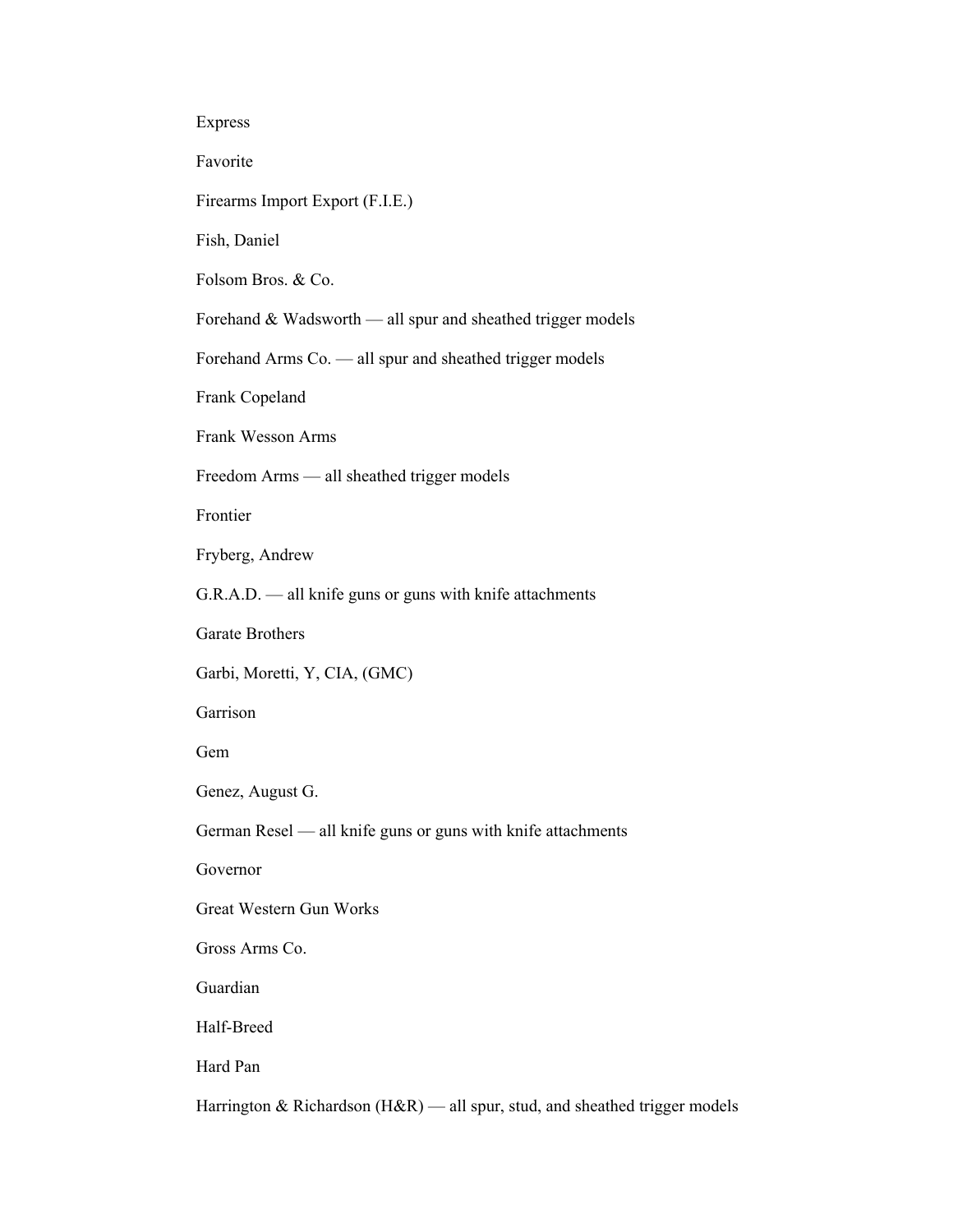Express

Favorite

Firearms Import Export (F.I.E.)

Fish, Daniel

Folsom Bros. & Co.

Forehand & Wadsworth — all spur and sheathed trigger models

Forehand Arms Co. — all spur and sheathed trigger models

Frank Copeland

Frank Wesson Arms

Freedom Arms — all sheathed trigger models

Frontier

Fryberg, Andrew

G.R.A.D. — all knife guns or guns with knife attachments

Garate Brothers

Garbi, Moretti, Y, CIA, (GMC)

Garrison

Gem

Genez, August G.

German Resel — all knife guns or guns with knife attachments

Governor

Great Western Gun Works

Gross Arms Co.

Guardian

Half-Breed

Hard Pan

Harrington & Richardson (H&R) — all spur, stud, and sheathed trigger models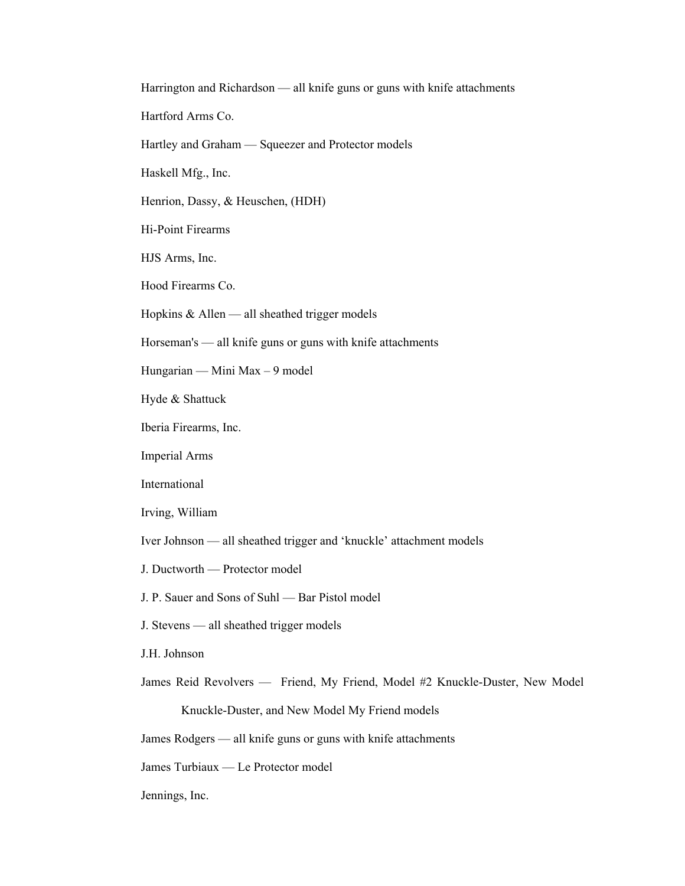Harrington and Richardson — all knife guns or guns with knife attachments

Hartford Arms Co.

Hartley and Graham — Squeezer and Protector models

Haskell Mfg., Inc.

Henrion, Dassy, & Heuschen, (HDH)

Hi-Point Firearms

HJS Arms, Inc.

Hood Firearms Co.

Hopkins & Allen — all sheathed trigger models

Horseman's — all knife guns or guns with knife attachments

Hungarian — Mini Max – 9 model

Hyde & Shattuck

Iberia Firearms, Inc.

Imperial Arms

International

Irving, William

Iver Johnson — all sheathed trigger and 'knuckle' attachment models

J. Ductworth — Protector model

J. P. Sauer and Sons of Suhl — Bar Pistol model

J. Stevens — all sheathed trigger models

J.H. Johnson

James Reid Revolvers — Friend, My Friend, Model #2 Knuckle-Duster, New Model Knuckle-Duster, and New Model My Friend models

James Rodgers — all knife guns or guns with knife attachments

James Turbiaux — Le Protector model

Jennings, Inc.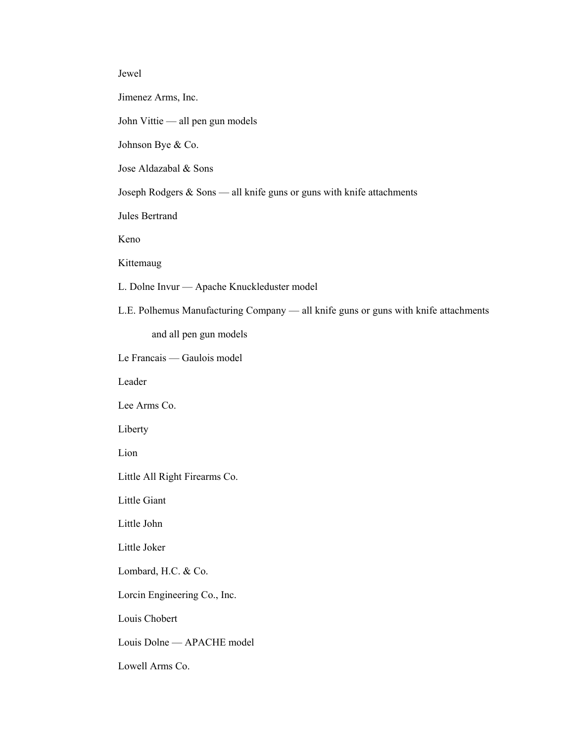Jewel

Jimenez Arms, Inc.

John Vittie — all pen gun models

Johnson Bye & Co.

Jose Aldazabal & Sons

Joseph Rodgers & Sons — all knife guns or guns with knife attachments

Jules Bertrand

Keno

Kittemaug

L. Dolne Invur — Apache Knuckleduster model

L.E. Polhemus Manufacturing Company — all knife guns or guns with knife attachments and all pen gun models

Le Francais — Gaulois model

Leader

Lee Arms Co.

Liberty

Lion

Little All Right Firearms Co.

Little Giant

Little John

Little Joker

Lombard, H.C. & Co.

Lorcin Engineering Co., Inc.

Louis Chobert

Louis Dolne — APACHE model

Lowell Arms Co.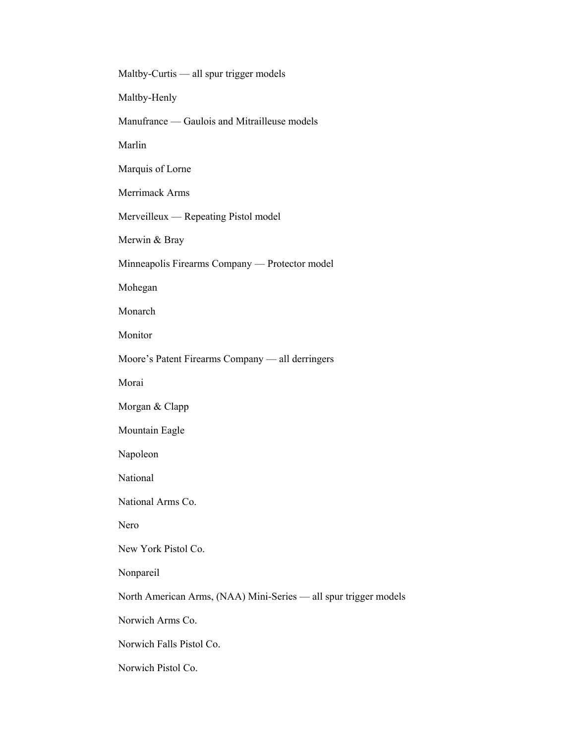Maltby-Curtis — all spur trigger models

Maltby-Henly

Manufrance — Gaulois and Mitrailleuse models

Marlin

Marquis of Lorne

Merrimack Arms

Merveilleux — Repeating Pistol model

Merwin & Bray

Minneapolis Firearms Company — Protector model

Mohegan

Monarch

Monitor

Moore’s Patent Firearms Company — all derringers

Morai

Morgan & Clapp

Mountain Eagle

Napoleon

National

National Arms Co.

Nero

New York Pistol Co.

Nonpareil

North American Arms, (NAA) Mini-Series — all spur trigger models

Norwich Arms Co.

Norwich Falls Pistol Co.

Norwich Pistol Co.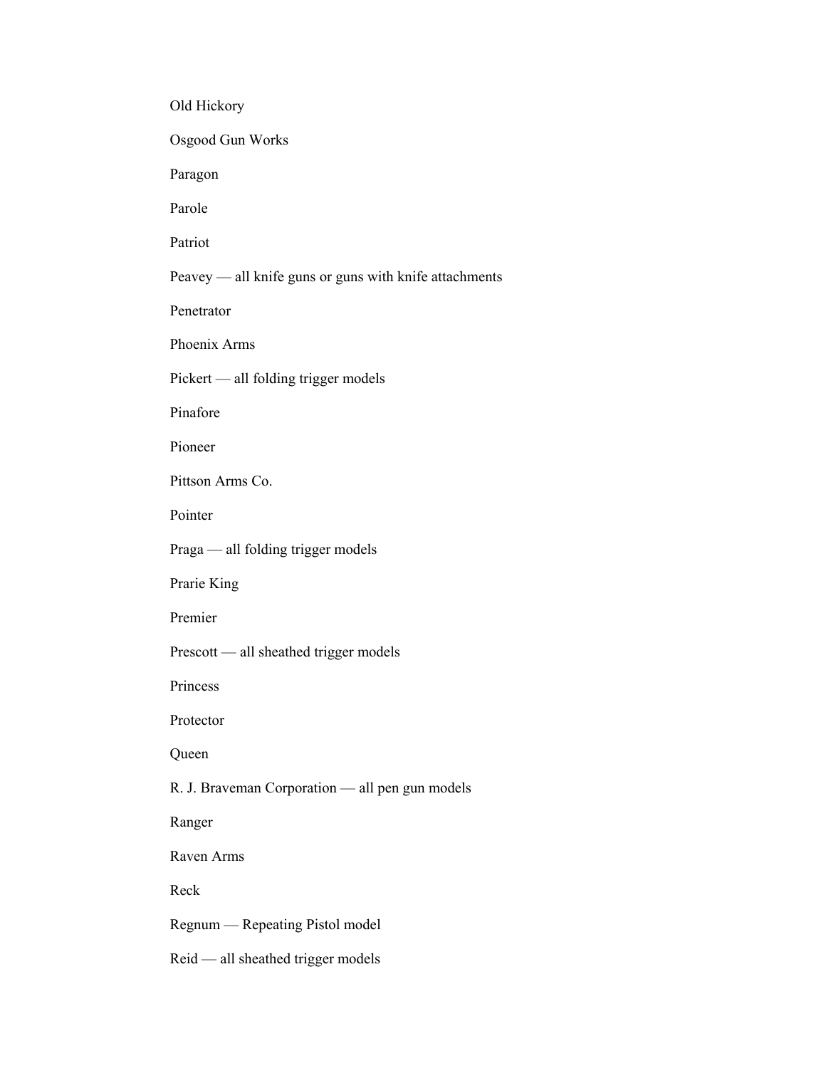Old Hickory

Osgood Gun Works

Paragon

Parole

Patriot

Peavey — all knife guns or guns with knife attachments

Penetrator

Phoenix Arms

Pickert — all folding trigger models

Pinafore

Pioneer

Pittson Arms Co.

Pointer

Praga — all folding trigger models

Prarie King

Premier

Prescott — all sheathed trigger models

Princess

Protector

Queen

R. J. Braveman Corporation — all pen gun models

Ranger

Raven Arms

Reck

Regnum — Repeating Pistol model

Reid — all sheathed trigger models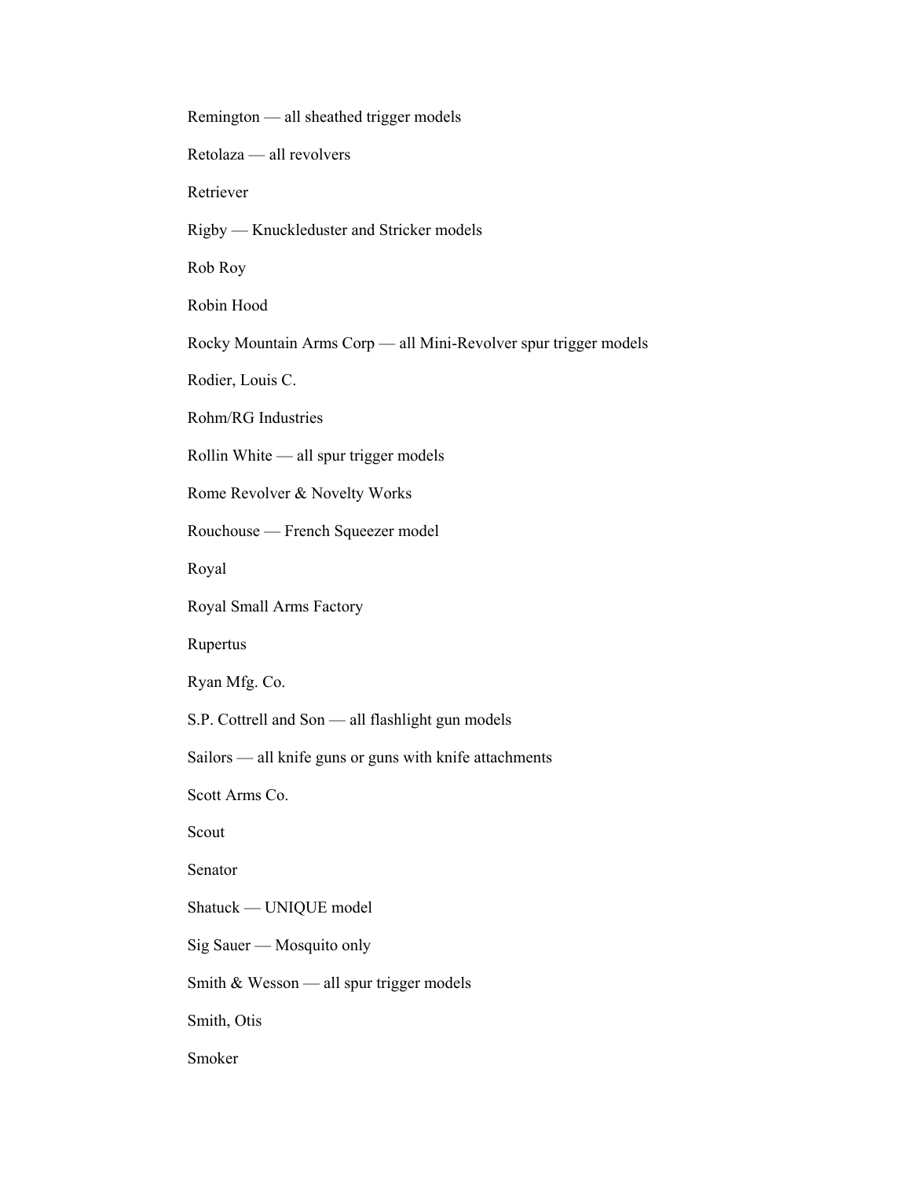Remington — all sheathed trigger models

Retolaza — all revolvers

Retriever

Rigby — Knuckleduster and Stricker models

Rob Roy

Robin Hood

Rocky Mountain Arms Corp — all Mini-Revolver spur trigger models

Rodier, Louis C.

Rohm/RG Industries

Rollin White — all spur trigger models

Rome Revolver & Novelty Works

Rouchouse — French Squeezer model

Royal

Royal Small Arms Factory

Rupertus

Ryan Mfg. Co.

S.P. Cottrell and Son — all flashlight gun models

Sailors — all knife guns or guns with knife attachments

Scott Arms Co.

Scout

Senator

Shatuck — UNIQUE model

Sig Sauer — Mosquito only

Smith & Wesson — all spur trigger models

Smith, Otis

Smoker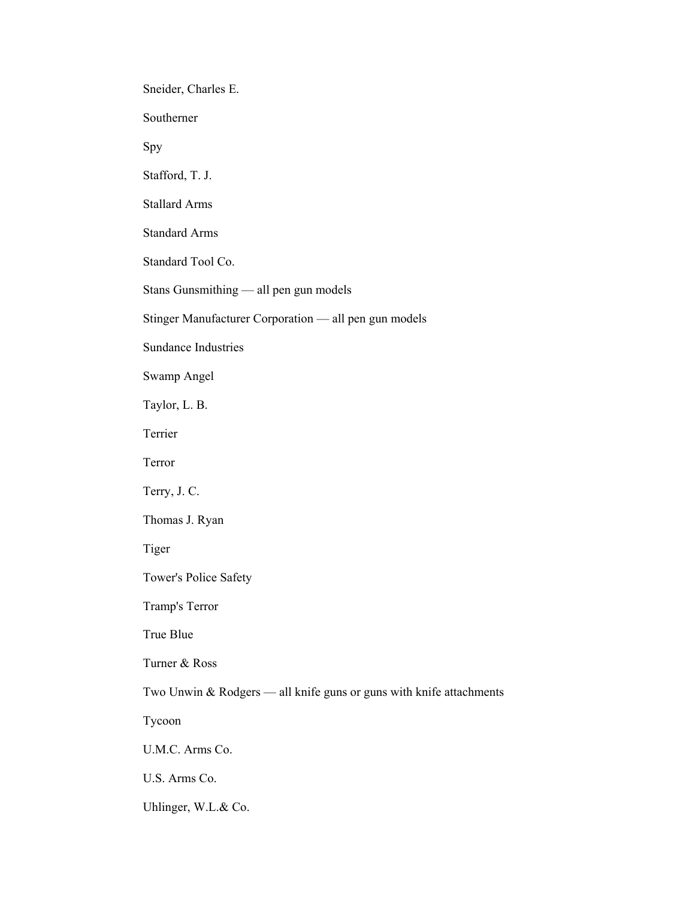Sneider, Charles E.

Southerner

Spy

Stafford, T. J.

Stallard Arms

Standard Arms

Standard Tool Co.

Stans Gunsmithing — all pen gun models

Stinger Manufacturer Corporation — all pen gun models

Sundance Industries

Swamp Angel

Taylor, L. B.

Terrier

Terror

Terry, J. C.

Thomas J. Ryan

Tiger

Tower's Police Safety

Tramp's Terror

True Blue

Turner & Ross

Two Unwin & Rodgers — all knife guns or guns with knife attachments

Tycoon

U.M.C. Arms Co.

U.S. Arms Co.

Uhlinger, W.L.& Co.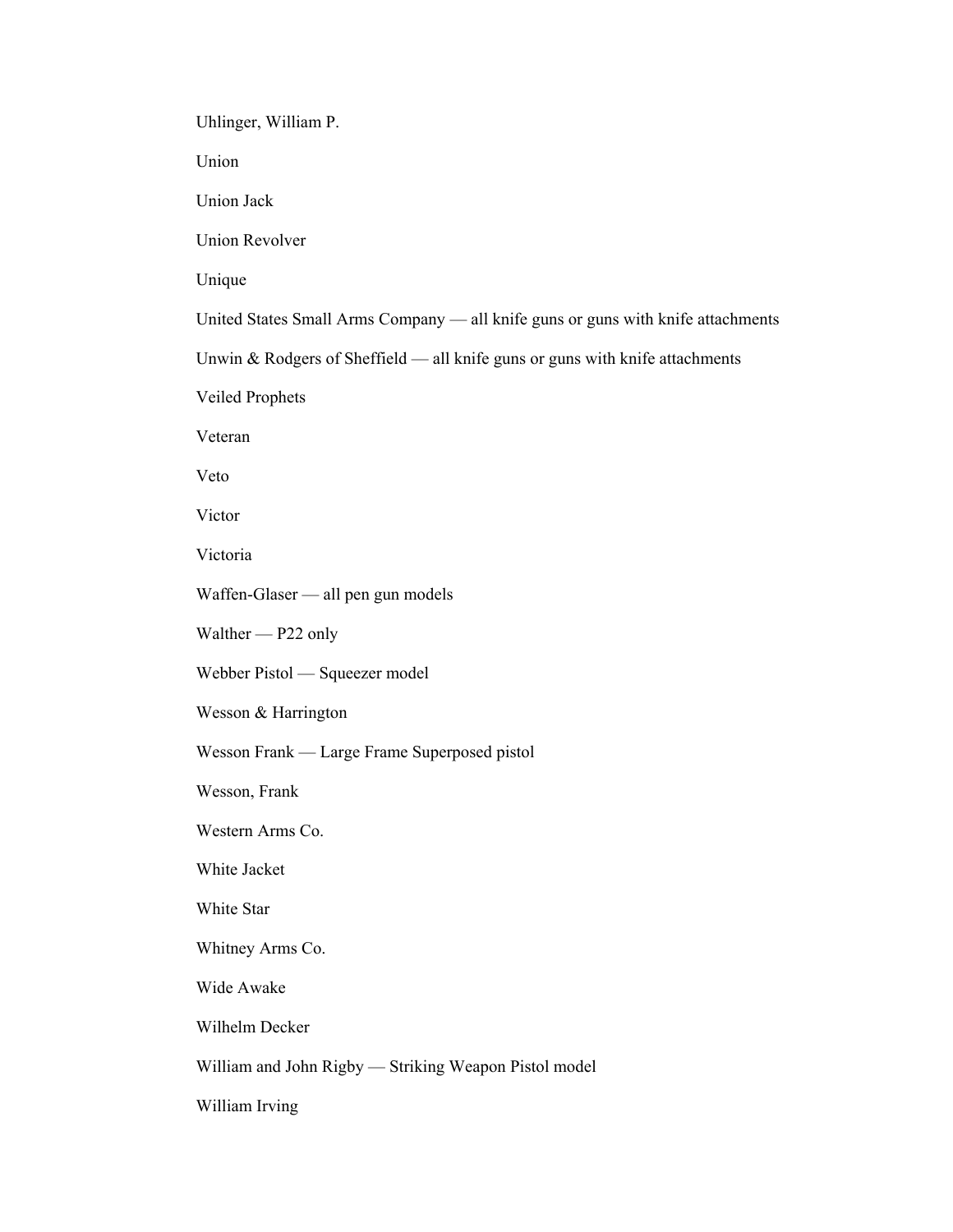Uhlinger, William P.

Union

Union Jack

Union Revolver

Unique

United States Small Arms Company — all knife guns or guns with knife attachments

Unwin & Rodgers of Sheffield — all knife guns or guns with knife attachments

Veiled Prophets

Veteran

Veto

Victor

Victoria

Waffen-Glaser — all pen gun models

Walther — P22 only

Webber Pistol — Squeezer model

Wesson & Harrington

Wesson Frank — Large Frame Superposed pistol

Wesson, Frank

Western Arms Co.

White Jacket

White Star

Whitney Arms Co.

Wide Awake

Wilhelm Decker

William and John Rigby — Striking Weapon Pistol model

William Irving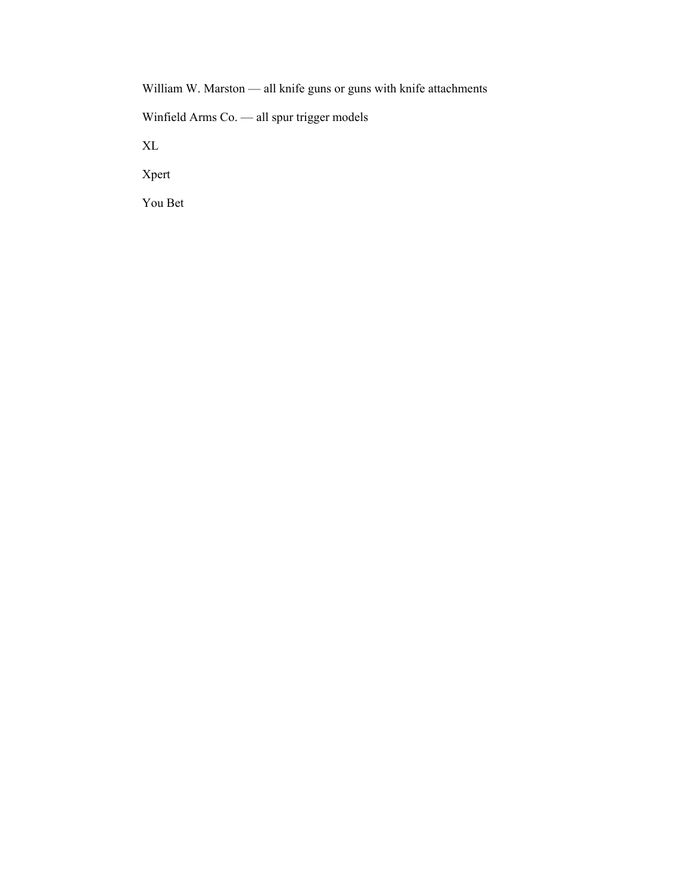William W. Marston — all knife guns or guns with knife attachments

Winfield Arms Co. — all spur trigger models

XL

Xpert

You Bet